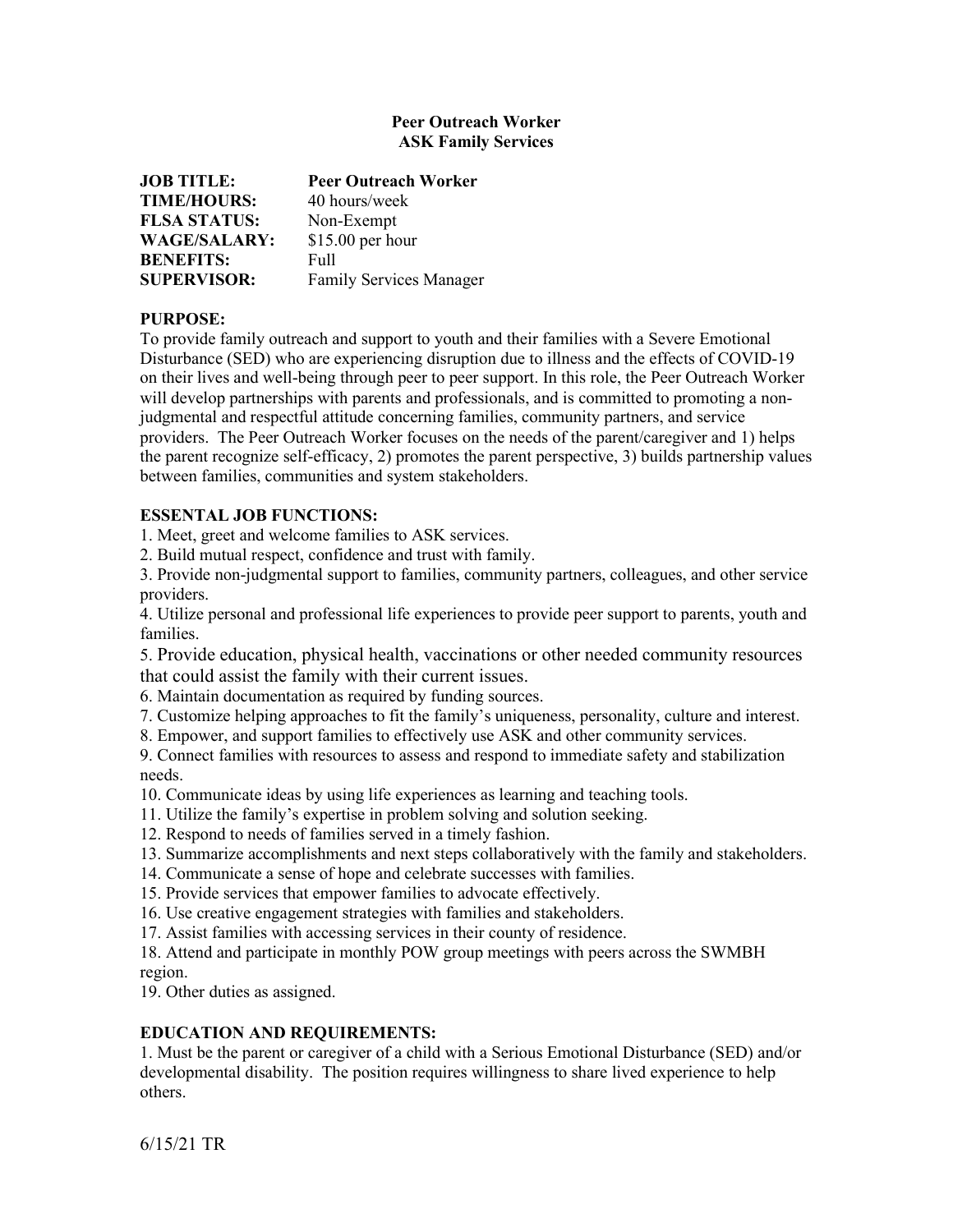**Peer Outreach Worker**
**ASK Family Services**

| | |
|---|---|
| **JOB TITLE:** | **Peer Outreach Worker** |
| **TIME/HOURS:** | 40 hours/week |
| **FLSA STATUS:** | Non-Exempt |
| **WAGE/SALARY:** | $15.00 per hour |
| **BENEFITS:** | Full |
| **SUPERVISOR:** | Family Services Manager |

**PURPOSE:**

To provide family outreach and support to youth and their families with a Severe Emotional Disturbance (SED) who are experiencing disruption due to illness and the effects of COVID-19 on their lives and well-being through peer to peer support. In this role, the Peer Outreach Worker will develop partnerships with parents and professionals, and is committed to promoting a non-judgmental and respectful attitude concerning families, community partners, and service providers. The Peer Outreach Worker focuses on the needs of the parent/caregiver and 1) helps the parent recognize self-efficacy, 2) promotes the parent perspective, 3) builds partnership values between families, communities and system stakeholders.

**ESSENTAL JOB FUNCTIONS:**

1. Meet, greet and welcome families to ASK services.
2. Build mutual respect, confidence and trust with family.
3. Provide non-judgmental support to families, community partners, colleagues, and other service providers.
4. Utilize personal and professional life experiences to provide peer support to parents, youth and families.
5. Provide education, physical health, vaccinations or other needed community resources that could assist the family with their current issues.
6. Maintain documentation as required by funding sources.
7. Customize helping approaches to fit the family's uniqueness, personality, culture and interest.
8. Empower, and support families to effectively use ASK and other community services.
9. Connect families with resources to assess and respond to immediate safety and stabilization needs.
10. Communicate ideas by using life experiences as learning and teaching tools.
11. Utilize the family's expertise in problem solving and solution seeking.
12. Respond to needs of families served in a timely fashion.
13. Summarize accomplishments and next steps collaboratively with the family and stakeholders.
14. Communicate a sense of hope and celebrate successes with families.
15. Provide services that empower families to advocate effectively.
16. Use creative engagement strategies with families and stakeholders.
17. Assist families with accessing services in their county of residence.
18. Attend and participate in monthly POW group meetings with peers across the SWMBH region.
19. Other duties as assigned.

**EDUCATION AND REQUIREMENTS:**

1. Must be the parent or caregiver of a child with a Serious Emotional Disturbance (SED) and/or developmental disability. The position requires willingness to share lived experience to help others.

6/15/21 TR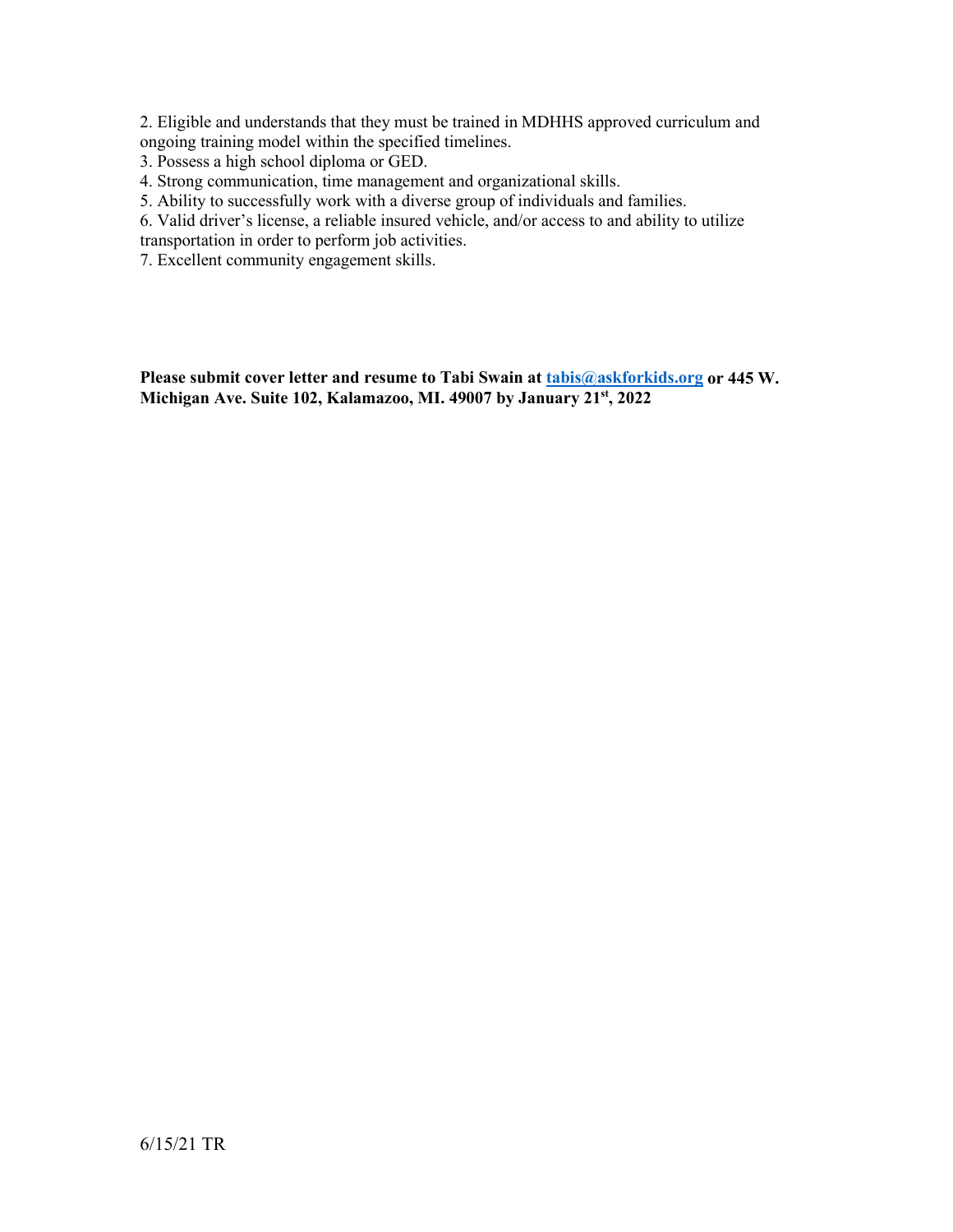2. Eligible and understands that they must be trained in MDHHS approved curriculum and ongoing training model within the specified timelines.
3. Possess a high school diploma or GED.
4. Strong communication, time management and organizational skills.
5. Ability to successfully work with a diverse group of individuals and families.
6. Valid driver's license, a reliable insured vehicle, and/or access to and ability to utilize transportation in order to perform job activities.
7. Excellent community engagement skills.

**Please submit cover letter and resume to Tabi Swain at [tabis@askforkids.org](mailto:tabis@askforkids.org) or 445 W. Michigan Ave. Suite 102, Kalamazoo, MI. 49007 by January 21st, 2022**

6/15/21 TR